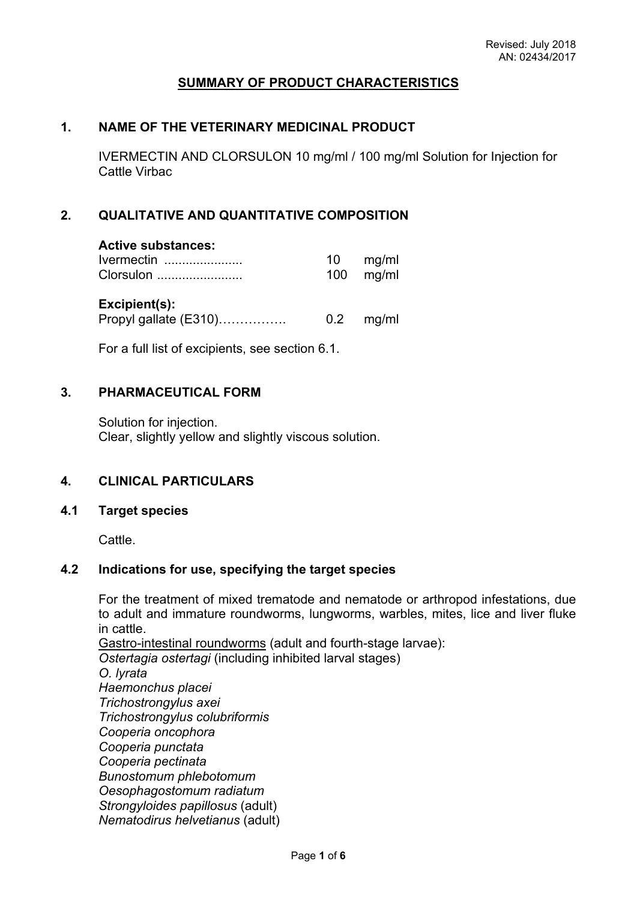Revised: July 2018
AN: 02434/2017

# SUMMARY OF PRODUCT CHARACTERISTICS

## 1. NAME OF THE VETERINARY MEDICINAL PRODUCT

IVERMECTIN AND CLORSULON 10 mg/ml / 100 mg/ml Solution for Injection for Cattle Virbac

## 2. QUALITATIVE AND QUANTITATIVE COMPOSITION

**Active substances:**

| | | |
|---|---|---|
| Ivermectin ..................... | 10 | mg/ml |
| Clorsulon ....................... | 100 | mg/ml |

**Excipient(s):**

| | | |
|---|---|---|
| Propyl gallate (E310)……………. | 0.2 | mg/ml |

For a full list of excipients, see section 6.1.

## 3. PHARMACEUTICAL FORM

Solution for injection.
Clear, slightly yellow and slightly viscous solution.

## 4. CLINICAL PARTICULARS

### 4.1 Target species

Cattle.

### 4.2 Indications for use, specifying the target species

For the treatment of mixed trematode and nematode or arthropod infestations, due to adult and immature roundworms, lungworms, warbles, mites, lice and liver fluke in cattle.

Gastro-intestinal roundworms (adult and fourth-stage larvae):
*Ostertagia ostertagi* (including inhibited larval stages)
*O. lyrata*
*Haemonchus placei*
*Trichostrongylus axei*
*Trichostrongylus colubriformis*
*Cooperia oncophora*
*Cooperia punctata*
*Cooperia pectinata*
*Bunostomum phlebotomum*
*Oesophagostomum radiatum*
*Strongyloides papillosus* (adult)
*Nematodirus helvetianus* (adult)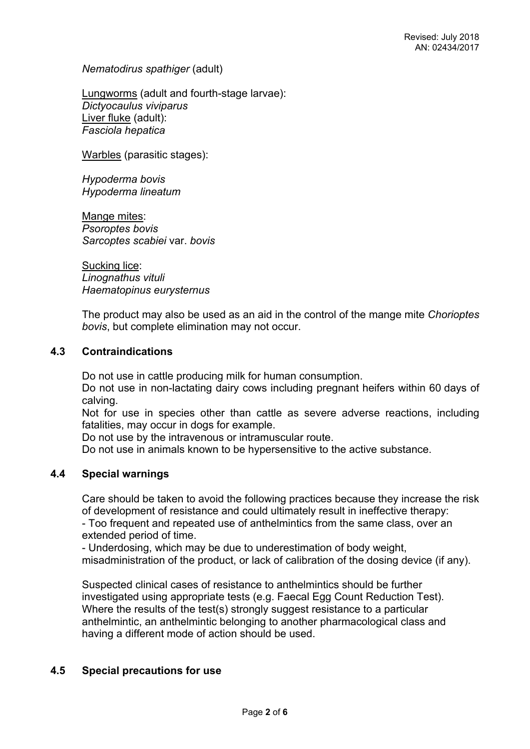*Nematodirus spathiger* (adult)

Lungworms (adult and fourth-stage larvae):
*Dictyocaulus viviparus*
Liver fluke (adult):
*Fasciola hepatica*

Warbles (parasitic stages):

*Hypoderma bovis*
*Hypoderma lineatum*

Mange mites:
*Psoroptes bovis*
*Sarcoptes scabiei* var. *bovis*

Sucking lice:
*Linognathus vituli*
*Haematopinus eurysternus*

The product may also be used as an aid in the control of the mange mite *Chorioptes bovis*, but complete elimination may not occur.

## 4.3 Contraindications

Do not use in cattle producing milk for human consumption.
Do not use in non-lactating dairy cows including pregnant heifers within 60 days of calving.
Not for use in species other than cattle as severe adverse reactions, including fatalities, may occur in dogs for example.
Do not use by the intravenous or intramuscular route.
Do not use in animals known to be hypersensitive to the active substance.

## 4.4 Special warnings

Care should be taken to avoid the following practices because they increase the risk of development of resistance and could ultimately result in ineffective therapy:
- Too frequent and repeated use of anthelmintics from the same class, over an extended period of time.
- Underdosing, which may be due to underestimation of body weight, misadministration of the product, or lack of calibration of the dosing device (if any).

Suspected clinical cases of resistance to anthelmintics should be further investigated using appropriate tests (e.g. Faecal Egg Count Reduction Test). Where the results of the test(s) strongly suggest resistance to a particular anthelmintic, an anthelmintic belonging to another pharmacological class and having a different mode of action should be used.

## 4.5 Special precautions for use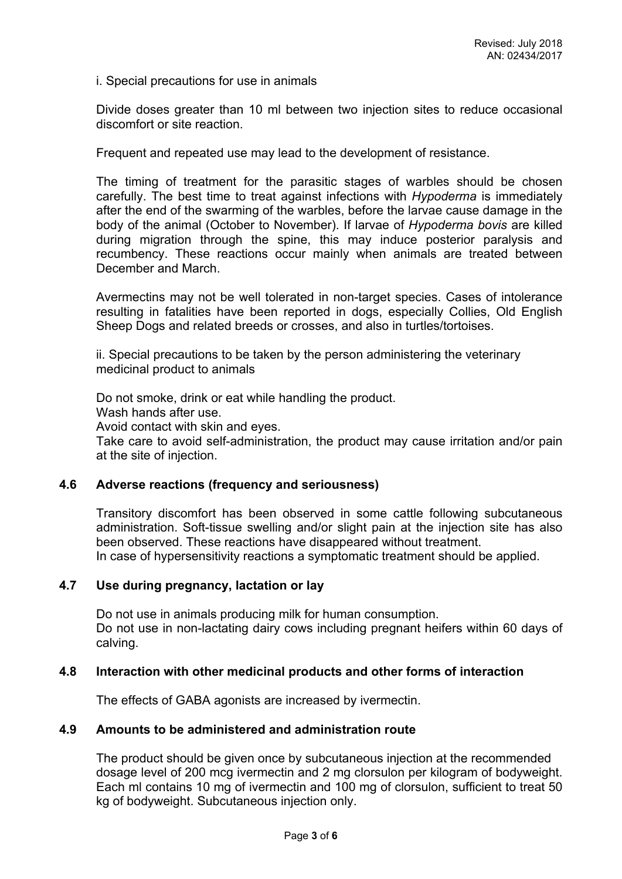i. Special precautions for use in animals

Divide doses greater than 10 ml between two injection sites to reduce occasional discomfort or site reaction.

Frequent and repeated use may lead to the development of resistance.

The timing of treatment for the parasitic stages of warbles should be chosen carefully. The best time to treat against infections with *Hypoderma* is immediately after the end of the swarming of the warbles, before the larvae cause damage in the body of the animal (October to November). If larvae of *Hypoderma bovis* are killed during migration through the spine, this may induce posterior paralysis and recumbency. These reactions occur mainly when animals are treated between December and March.

Avermectins may not be well tolerated in non-target species. Cases of intolerance resulting in fatalities have been reported in dogs, especially Collies, Old English Sheep Dogs and related breeds or crosses, and also in turtles/tortoises.

ii. Special precautions to be taken by the person administering the veterinary medicinal product to animals

Do not smoke, drink or eat while handling the product.
Wash hands after use.
Avoid contact with skin and eyes.
Take care to avoid self-administration, the product may cause irritation and/or pain at the site of injection.

## 4.6 Adverse reactions (frequency and seriousness)

Transitory discomfort has been observed in some cattle following subcutaneous administration. Soft-tissue swelling and/or slight pain at the injection site has also been observed. These reactions have disappeared without treatment.
In case of hypersensitivity reactions a symptomatic treatment should be applied.

## 4.7 Use during pregnancy, lactation or lay

Do not use in animals producing milk for human consumption.
Do not use in non-lactating dairy cows including pregnant heifers within 60 days of calving.

## 4.8 Interaction with other medicinal products and other forms of interaction

The effects of GABA agonists are increased by ivermectin.

## 4.9 Amounts to be administered and administration route

The product should be given once by subcutaneous injection at the recommended dosage level of 200 mcg ivermectin and 2 mg clorsulon per kilogram of bodyweight. Each ml contains 10 mg of ivermectin and 100 mg of clorsulon, sufficient to treat 50 kg of bodyweight. Subcutaneous injection only.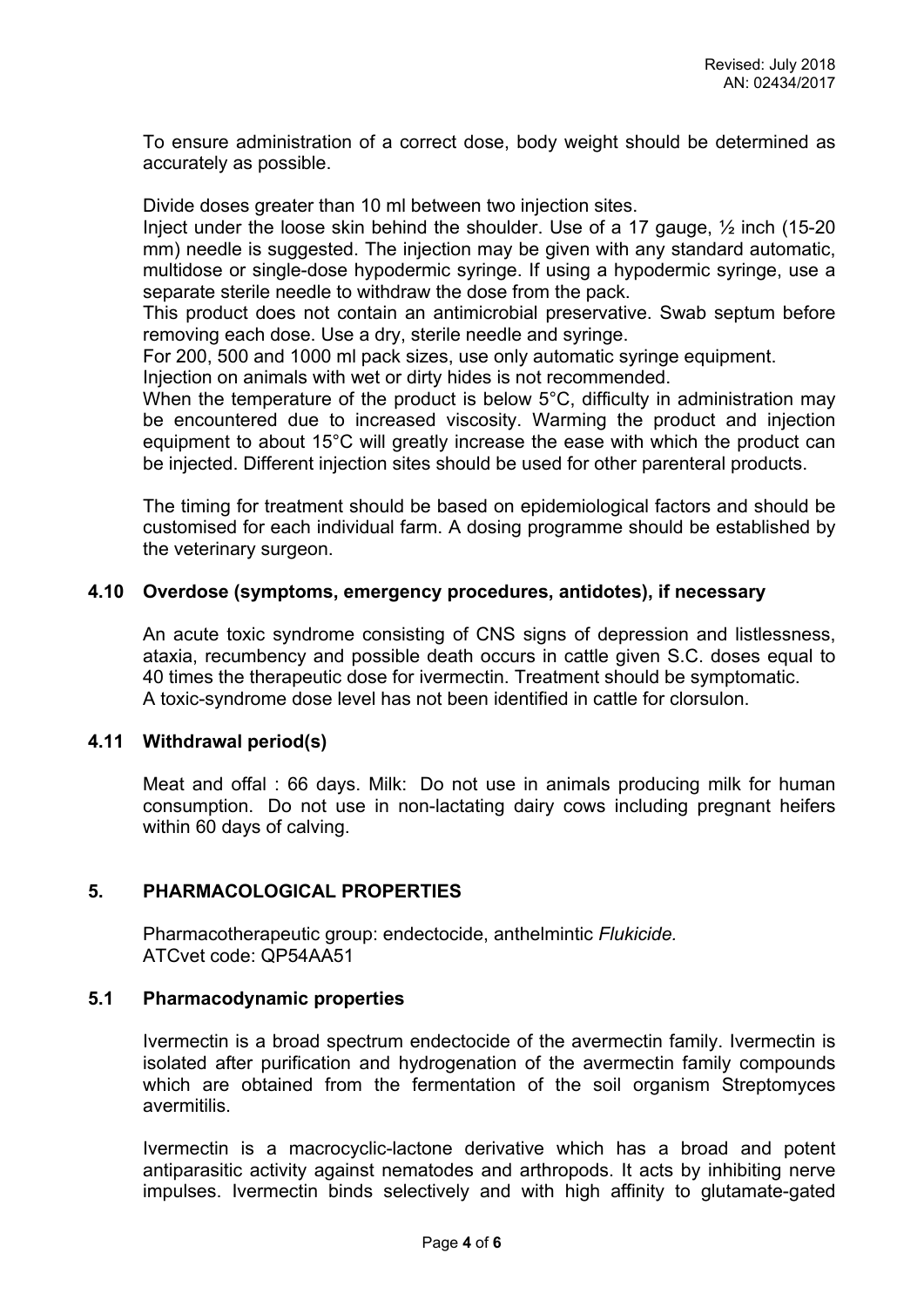To ensure administration of a correct dose, body weight should be determined as accurately as possible.

Divide doses greater than 10 ml between two injection sites.
Inject under the loose skin behind the shoulder. Use of a 17 gauge, ½ inch (15-20 mm) needle is suggested. The injection may be given with any standard automatic, multidose or single-dose hypodermic syringe. If using a hypodermic syringe, use a separate sterile needle to withdraw the dose from the pack.
This product does not contain an antimicrobial preservative. Swab septum before removing each dose. Use a dry, sterile needle and syringe.
For 200, 500 and 1000 ml pack sizes, use only automatic syringe equipment.
Injection on animals with wet or dirty hides is not recommended.
When the temperature of the product is below 5°C, difficulty in administration may be encountered due to increased viscosity. Warming the product and injection equipment to about 15°C will greatly increase the ease with which the product can be injected. Different injection sites should be used for other parenteral products.

The timing for treatment should be based on epidemiological factors and should be customised for each individual farm. A dosing programme should be established by the veterinary surgeon.

### 4.10 Overdose (symptoms, emergency procedures, antidotes), if necessary

An acute toxic syndrome consisting of CNS signs of depression and listlessness, ataxia, recumbency and possible death occurs in cattle given S.C. doses equal to 40 times the therapeutic dose for ivermectin. Treatment should be symptomatic.
A toxic-syndrome dose level has not been identified in cattle for clorsulon.

### 4.11 Withdrawal period(s)

Meat and offal : 66 days. Milk: Do not use in animals producing milk for human consumption. Do not use in non-lactating dairy cows including pregnant heifers within 60 days of calving.

## 5. PHARMACOLOGICAL PROPERTIES

Pharmacotherapeutic group: endectocide, anthelmintic *Flukicide.*
ATCvet code: QP54AA51

### 5.1 Pharmacodynamic properties

Ivermectin is a broad spectrum endectocide of the avermectin family. Ivermectin is isolated after purification and hydrogenation of the avermectin family compounds which are obtained from the fermentation of the soil organism Streptomyces avermitilis.

Ivermectin is a macrocyclic-lactone derivative which has a broad and potent antiparasitic activity against nematodes and arthropods. It acts by inhibiting nerve impulses. Ivermectin binds selectively and with high affinity to glutamate-gated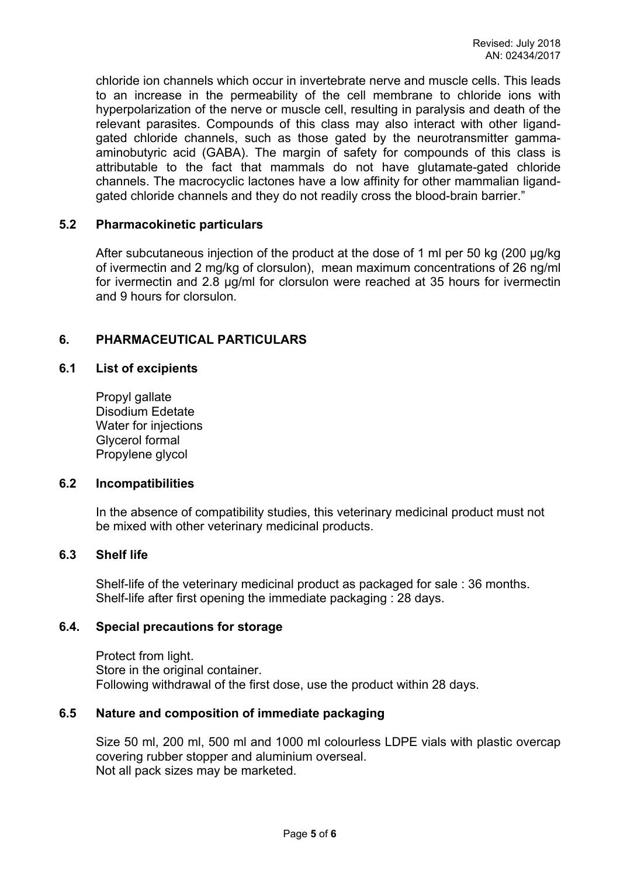chloride ion channels which occur in invertebrate nerve and muscle cells. This leads to an increase in the permeability of the cell membrane to chloride ions with hyperpolarization of the nerve or muscle cell, resulting in paralysis and death of the relevant parasites. Compounds of this class may also interact with other ligand-gated chloride channels, such as those gated by the neurotransmitter gamma-aminobutyric acid (GABA). The margin of safety for compounds of this class is attributable to the fact that mammals do not have glutamate-gated chloride channels. The macrocyclic lactones have a low affinity for other mammalian ligand-gated chloride channels and they do not readily cross the blood-brain barrier."

## 5.2 Pharmacokinetic particulars

After subcutaneous injection of the product at the dose of 1 ml per 50 kg (200 µg/kg of ivermectin and 2 mg/kg of clorsulon), mean maximum concentrations of 26 ng/ml for ivermectin and 2.8 µg/ml for clorsulon were reached at 35 hours for ivermectin and 9 hours for clorsulon.

# 6. PHARMACEUTICAL PARTICULARS

## 6.1 List of excipients

Propyl gallate
Disodium Edetate
Water for injections
Glycerol formal
Propylene glycol

## 6.2 Incompatibilities

In the absence of compatibility studies, this veterinary medicinal product must not be mixed with other veterinary medicinal products.

## 6.3 Shelf life

Shelf-life of the veterinary medicinal product as packaged for sale : 36 months.
Shelf-life after first opening the immediate packaging : 28 days.

## 6.4. Special precautions for storage

Protect from light.
Store in the original container.
Following withdrawal of the first dose, use the product within 28 days.

## 6.5 Nature and composition of immediate packaging

Size 50 ml, 200 ml, 500 ml and 1000 ml colourless LDPE vials with plastic overcap covering rubber stopper and aluminium overseal.
Not all pack sizes may be marketed.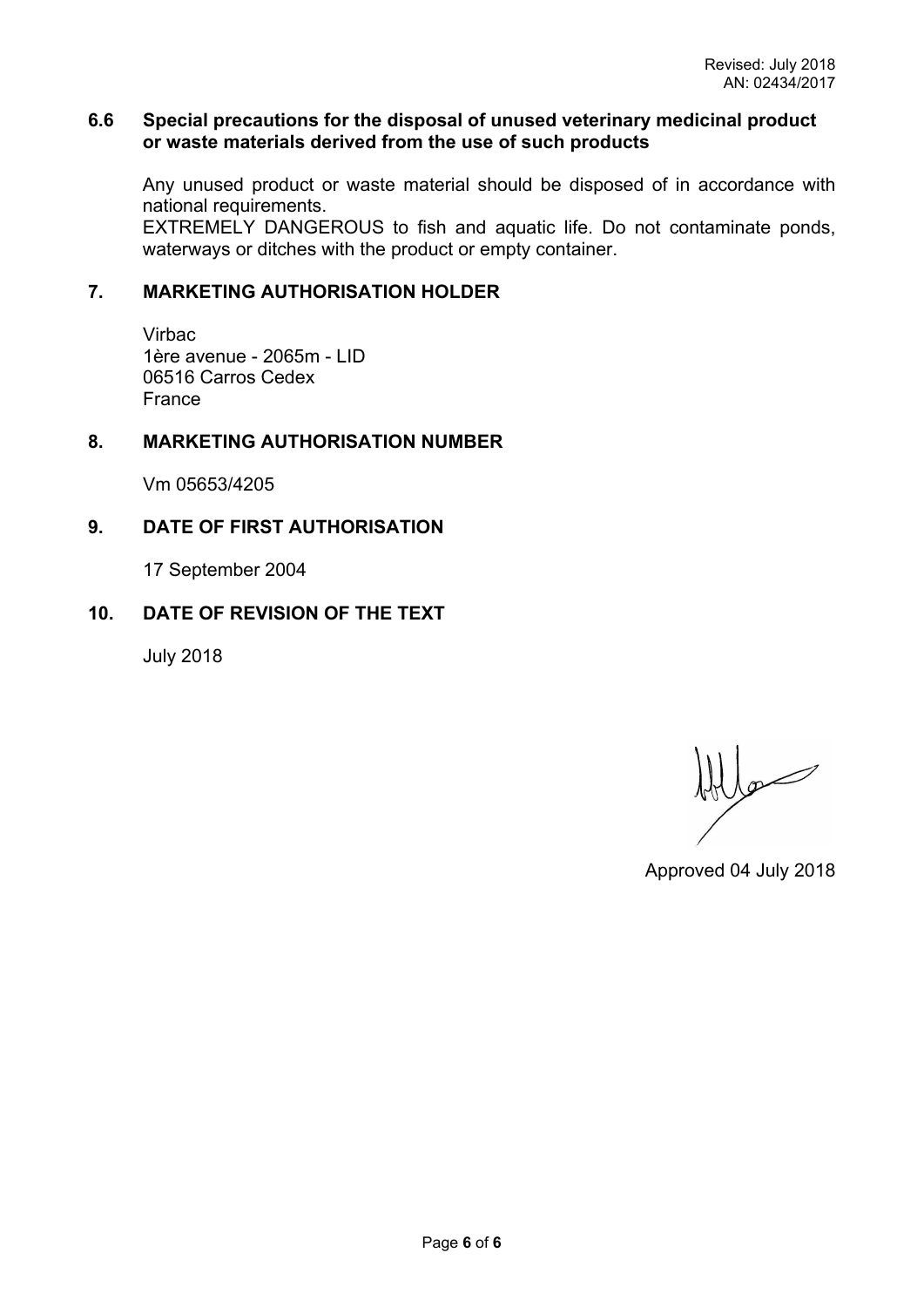### 6.6 Special precautions for the disposal of unused veterinary medicinal product or waste materials derived from the use of such products

Any unused product or waste material should be disposed of in accordance with national requirements.
EXTREMELY DANGEROUS to fish and aquatic life. Do not contaminate ponds, waterways or ditches with the product or empty container.

## 7. MARKETING AUTHORISATION HOLDER

Virbac
1ère avenue - 2065m - LID
06516 Carros Cedex
France

## 8. MARKETING AUTHORISATION NUMBER

Vm 05653/4205

## 9. DATE OF FIRST AUTHORISATION

17 September 2004

## 10. DATE OF REVISION OF THE TEXT

July 2018

Approved 04 July 2018